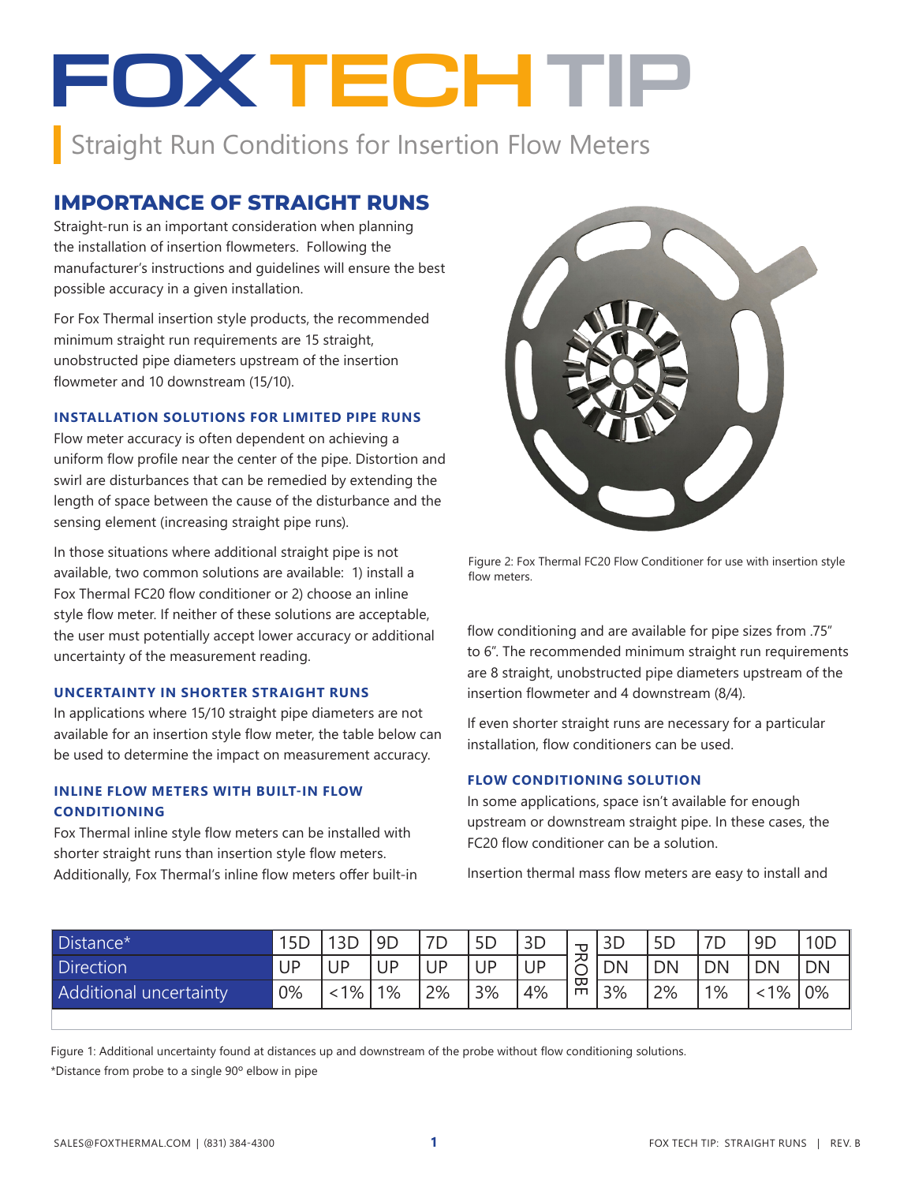# FOX TECH TIP

## Straight Run Conditions for Insertion Flow Meters

### IMPORTANCE OF STRAIGHT RUNS

Straight-run is an important consideration when planning the installation of insertion flowmeters. Following the manufacturer's instructions and guidelines will ensure the best possible accuracy in a given installation.

For Fox Thermal insertion style products, the recommended minimum straight run requirements are 15 straight, unobstructed pipe diameters upstream of the insertion flowmeter and 10 downstream (15/10).

#### INSTALLATION SOLUTIONS FOR LIMITED PIPE RUNS

Flow meter accuracy is often dependent on achieving a uniform flow profile near the center of the pipe. Distortion and swirl are disturbances that can be remedied by extending the length of space between the cause of the disturbance and the sensing element (increasing straight pipe runs).

In those situations where additional straight pipe is not available, two common solutions are available: 1) install a Fox Thermal FC20 flow conditioner or 2) choose an inline style flow meter. If neither of these solutions are acceptable, the user must potentially accept lower accuracy or additional uncertainty of the measurement reading.

#### UNCERTAINTY IN SHORTER STRAIGHT RUNS

In applications where 15/10 straight pipe diameters are not available for an insertion style flow meter, the table below can be used to determine the impact on measurement accuracy.

#### INLINE FLOW METERS WITH BUILT-IN FLOW CONDITIONING

Fox Thermal inline style flow meters can be installed with shorter straight runs than insertion style flow meters. Additionally, Fox Thermal's inline flow meters offer built-in flow conditioning and are available for pipe sizes from .75" to 6". The recommended minimum straight run requirements are 8 straight, unobstructed pipe diameters upstream of the insertion flowmeter and 4 downstream (8/4).

If even shorter straight runs are necessary for a particular installation, flow conditioners can be used.

Figure 2: Fox Thermal FC20 Flow Conditioner for use with insertion style flow meters.

#### FLOW CONDITIONING SOLUTION

In some applications, space isn't available for enough upstream or downstream straight pipe. In these cases, the FC20 flow conditioner can be a solution.

Insertion thermal mass flow meters are easy to install and

| Distance* | 15D | 13D | 9D | 7D | 5D | 3D | PROBE | 3D | 5D | 7D | 9D | 10D |
|---|---|---|---|---|---|---|---|---|---|---|---|---|
| Direction | UP | UP | UP | UP | UP | UP | | DN | DN | DN | DN | DN |
| Additional uncertainty | 0% | <1% | 1% | 2% | 3% | 4% | | 3% | 2% | 1% | <1% | 0% |

Figure 1: Additional uncertainty found at distances up and downstream of the probe without flow conditioning solutions.

*Distance from probe to a single 90° elbow in pipe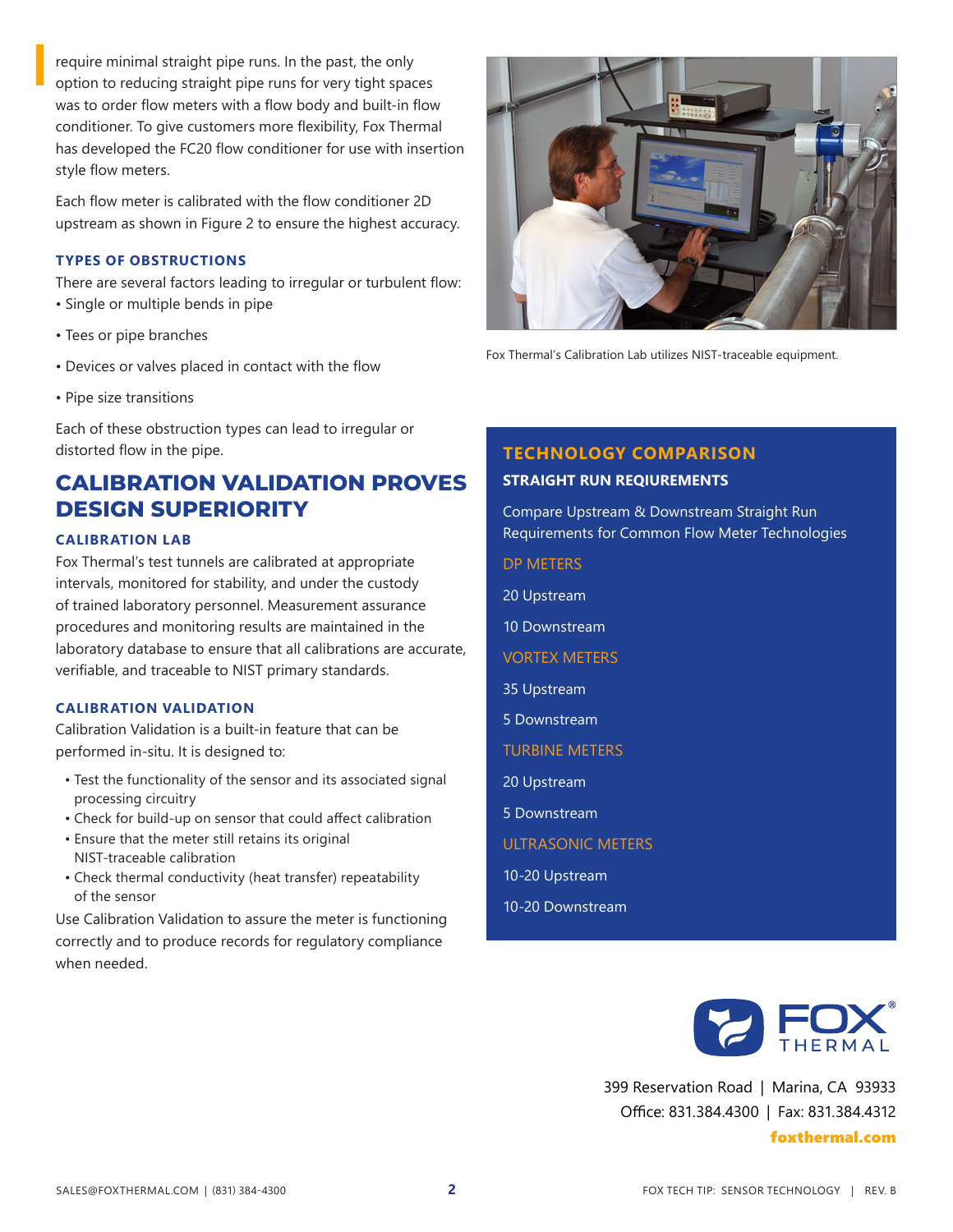require minimal straight pipe runs. In the past, the only option to reducing straight pipe runs for very tight spaces was to order flow meters with a flow body and built-in flow conditioner. To give customers more flexibility, Fox Thermal has developed the FC20 flow conditioner for use with insertion style flow meters.

Each flow meter is calibrated with the flow conditioner 2D upstream as shown in Figure 2 to ensure the highest accuracy.

### TYPES OF OBSTRUCTIONS

There are several factors leading to irregular or turbulent flow:

- Single or multiple bends in pipe
- Tees or pipe branches
- Devices or valves placed in contact with the flow
- Pipe size transitions

Each of these obstruction types can lead to irregular or distorted flow in the pipe.

## CALIBRATION VALIDATION PROVES DESIGN SUPERIORITY

### CALIBRATION LAB

Fox Thermal's test tunnels are calibrated at appropriate intervals, monitored for stability, and under the custody of trained laboratory personnel. Measurement assurance procedures and monitoring results are maintained in the laboratory database to ensure that all calibrations are accurate, verifiable, and traceable to NIST primary standards.

### CALIBRATION VALIDATION

Calibration Validation is a built-in feature that can be performed in-situ. It is designed to:

- Test the functionality of the sensor and its associated signal processing circuitry
- Check for build-up on sensor that could affect calibration
- Ensure that the meter still retains its original NIST-traceable calibration
- Check thermal conductivity (heat transfer) repeatability of the sensor

Use Calibration Validation to assure the meter is functioning correctly and to produce records for regulatory compliance when needed.

Fox Thermal's Calibration Lab utilizes NIST-traceable equipment.

## TECHNOLOGY COMPARISON

### STRAIGHT RUN REQUIREMENTS

Compare Upstream & Downstream Straight Run Requirements for Common Flow Meter Technologies

DP METERS

20 Upstream

10 Downstream

VORTEX METERS

35 Upstream

5 Downstream

TURBINE METERS

20 Upstream

5 Downstream

ULTRASONIC METERS

10-20 Upstream

10-20 Downstream

FOX® THERMAL

399 Reservation Road | Marina, CA 93933
Office: 831.384.4300 | Fax: 831.384.4312
**foxthermal.com**